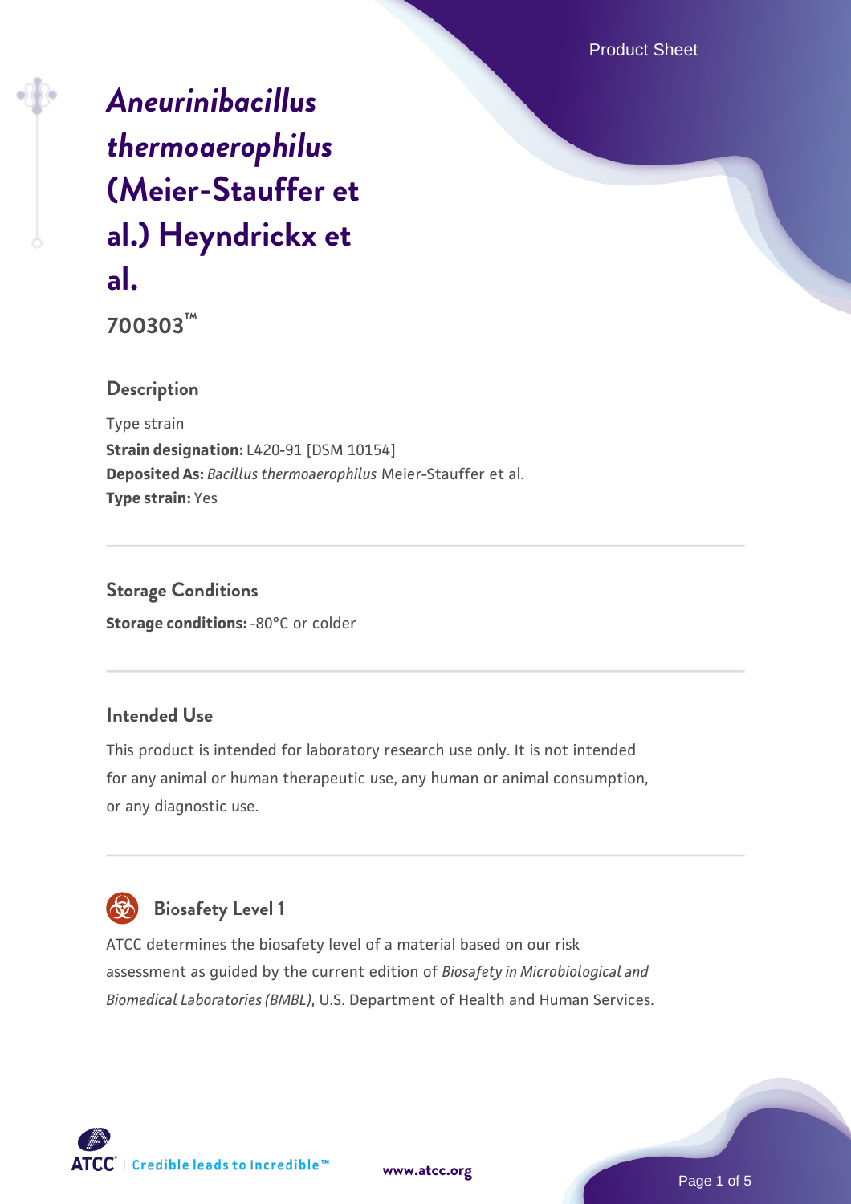# *Aneurinibacillus thermoaerophilus* (Meier-Stauffer et al.) Heyndrickx et al.

**700303™**

## Description

Type strain

**Strain designation:** L420-91 [DSM 10154]

**Deposited As:** *Bacillus thermoaerophilus* Meier-Stauffer et al.

**Type strain:** Yes

## Storage Conditions

**Storage conditions:** -80°C or colder

## Intended Use

This product is intended for laboratory research use only. It is not intended for any animal or human therapeutic use, any human or animal consumption, or any diagnostic use.

## Biosafety Level 1

ATCC determines the biosafety level of a material based on our risk assessment as guided by the current edition of *Biosafety in Microbiological and Biomedical Laboratories (BMBL)*, U.S. Department of Health and Human Services.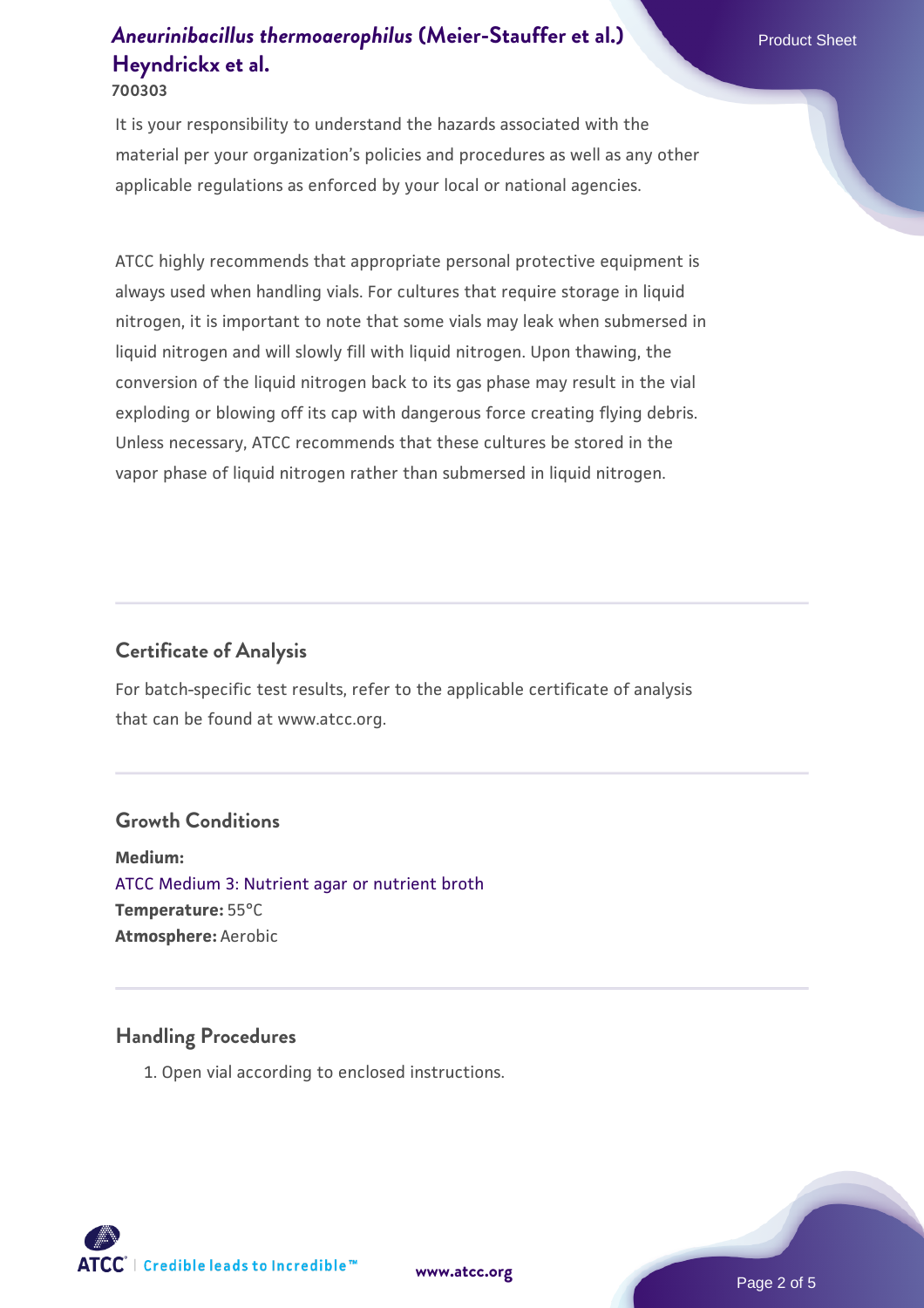It is your responsibility to understand the hazards associated with the material per your organization's policies and procedures as well as any other applicable regulations as enforced by your local or national agencies.

ATCC highly recommends that appropriate personal protective equipment is always used when handling vials. For cultures that require storage in liquid nitrogen, it is important to note that some vials may leak when submersed in liquid nitrogen and will slowly fill with liquid nitrogen. Upon thawing, the conversion of the liquid nitrogen back to its gas phase may result in the vial exploding or blowing off its cap with dangerous force creating flying debris. Unless necessary, ATCC recommends that these cultures be stored in the vapor phase of liquid nitrogen rather than submersed in liquid nitrogen.

## Certificate of Analysis

For batch-specific test results, refer to the applicable certificate of analysis that can be found at www.atcc.org.

## Growth Conditions

**Medium:**
ATCC Medium 3: Nutrient agar or nutrient broth
**Temperature:** 55°C
**Atmosphere:** Aerobic

## Handling Procedures

1. Open vial according to enclosed instructions.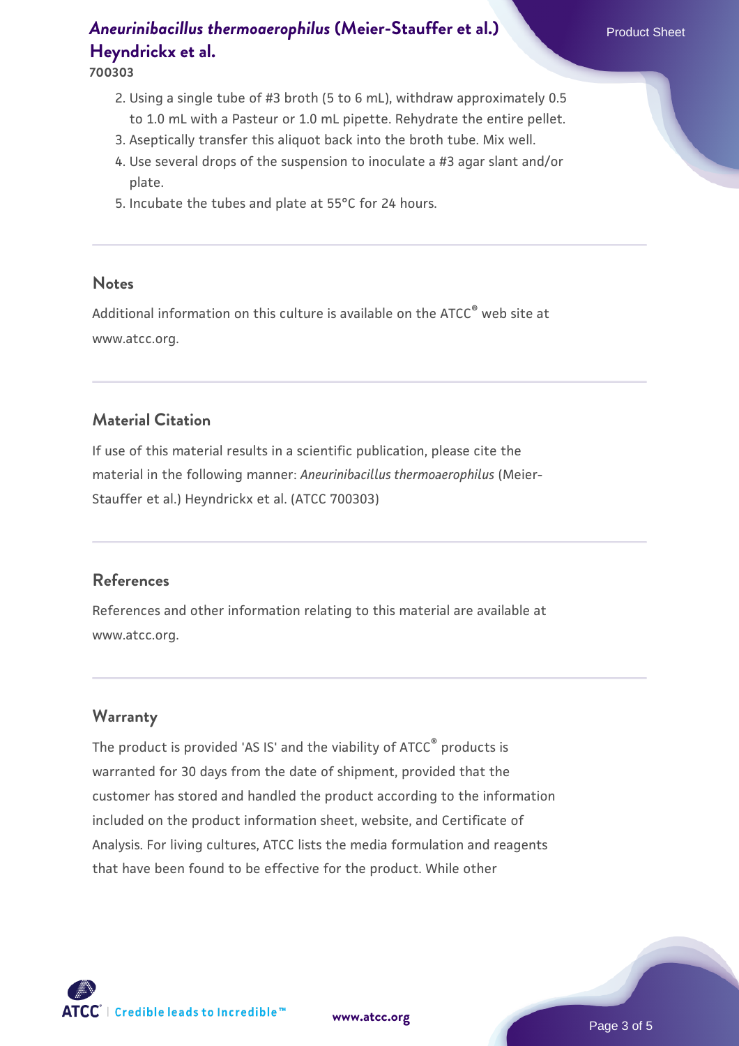2. Using a single tube of #3 broth (5 to 6 mL), withdraw approximately 0.5 to 1.0 mL with a Pasteur or 1.0 mL pipette. Rehydrate the entire pellet.
3. Aseptically transfer this aliquot back into the broth tube. Mix well.
4. Use several drops of the suspension to inoculate a #3 agar slant and/or plate.
5. Incubate the tubes and plate at 55°C for 24 hours.

## Notes

Additional information on this culture is available on the ATCC® web site at www.atcc.org.

## Material Citation

If use of this material results in a scientific publication, please cite the material in the following manner: *Aneurinibacillus thermoaerophilus* (Meier-Stauffer et al.) Heyndrickx et al. (ATCC 700303)

## References

References and other information relating to this material are available at www.atcc.org.

## Warranty

The product is provided 'AS IS' and the viability of ATCC® products is warranted for 30 days from the date of shipment, provided that the customer has stored and handled the product according to the information included on the product information sheet, website, and Certificate of Analysis. For living cultures, ATCC lists the media formulation and reagents that have been found to be effective for the product. While other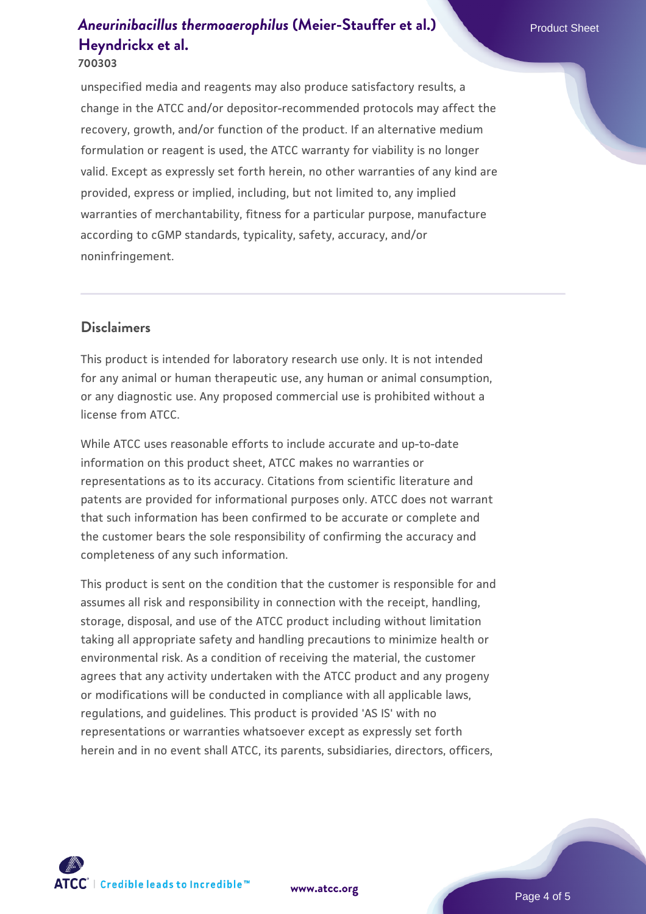unspecified media and reagents may also produce satisfactory results, a change in the ATCC and/or depositor-recommended protocols may affect the recovery, growth, and/or function of the product. If an alternative medium formulation or reagent is used, the ATCC warranty for viability is no longer valid. Except as expressly set forth herein, no other warranties of any kind are provided, express or implied, including, but not limited to, any implied warranties of merchantability, fitness for a particular purpose, manufacture according to cGMP standards, typicality, safety, accuracy, and/or noninfringement.

## Disclaimers

This product is intended for laboratory research use only. It is not intended for any animal or human therapeutic use, any human or animal consumption, or any diagnostic use. Any proposed commercial use is prohibited without a license from ATCC.

While ATCC uses reasonable efforts to include accurate and up-to-date information on this product sheet, ATCC makes no warranties or representations as to its accuracy. Citations from scientific literature and patents are provided for informational purposes only. ATCC does not warrant that such information has been confirmed to be accurate or complete and the customer bears the sole responsibility of confirming the accuracy and completeness of any such information.

This product is sent on the condition that the customer is responsible for and assumes all risk and responsibility in connection with the receipt, handling, storage, disposal, and use of the ATCC product including without limitation taking all appropriate safety and handling precautions to minimize health or environmental risk. As a condition of receiving the material, the customer agrees that any activity undertaken with the ATCC product and any progeny or modifications will be conducted in compliance with all applicable laws, regulations, and guidelines. This product is provided 'AS IS' with no representations or warranties whatsoever except as expressly set forth herein and in no event shall ATCC, its parents, subsidiaries, directors, officers,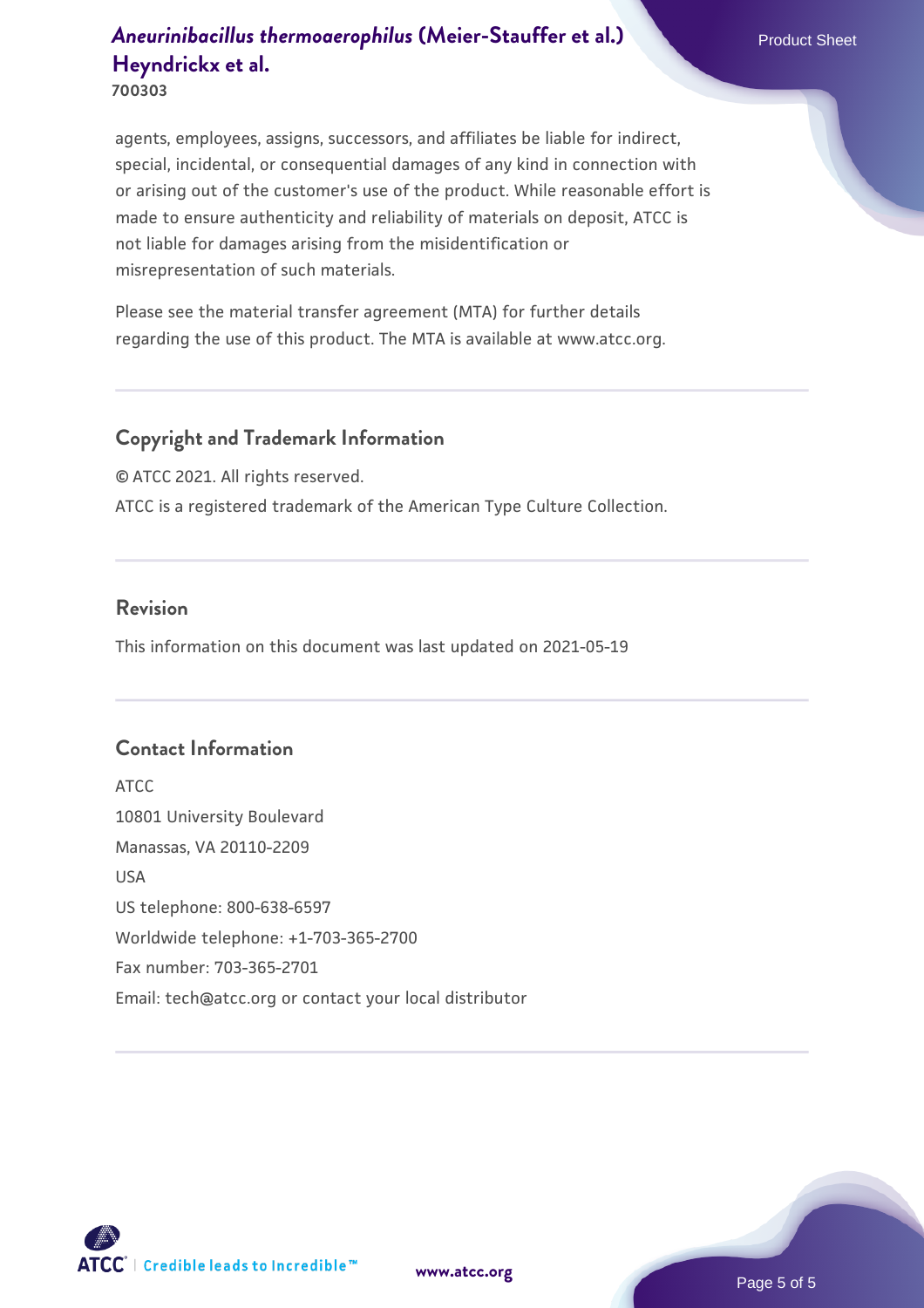agents, employees, assigns, successors, and affiliates be liable for indirect, special, incidental, or consequential damages of any kind in connection with or arising out of the customer's use of the product. While reasonable effort is made to ensure authenticity and reliability of materials on deposit, ATCC is not liable for damages arising from the misidentification or misrepresentation of such materials.

Please see the material transfer agreement (MTA) for further details regarding the use of this product. The MTA is available at www.atcc.org.

## Copyright and Trademark Information

© ATCC 2021. All rights reserved.

ATCC is a registered trademark of the American Type Culture Collection.

## Revision

This information on this document was last updated on 2021-05-19

## Contact Information

ATCC
10801 University Boulevard
Manassas, VA 20110-2209
USA
US telephone: 800-638-6597
Worldwide telephone: +1-703-365-2700
Fax number: 703-365-2701
Email: tech@atcc.org or contact your local distributor